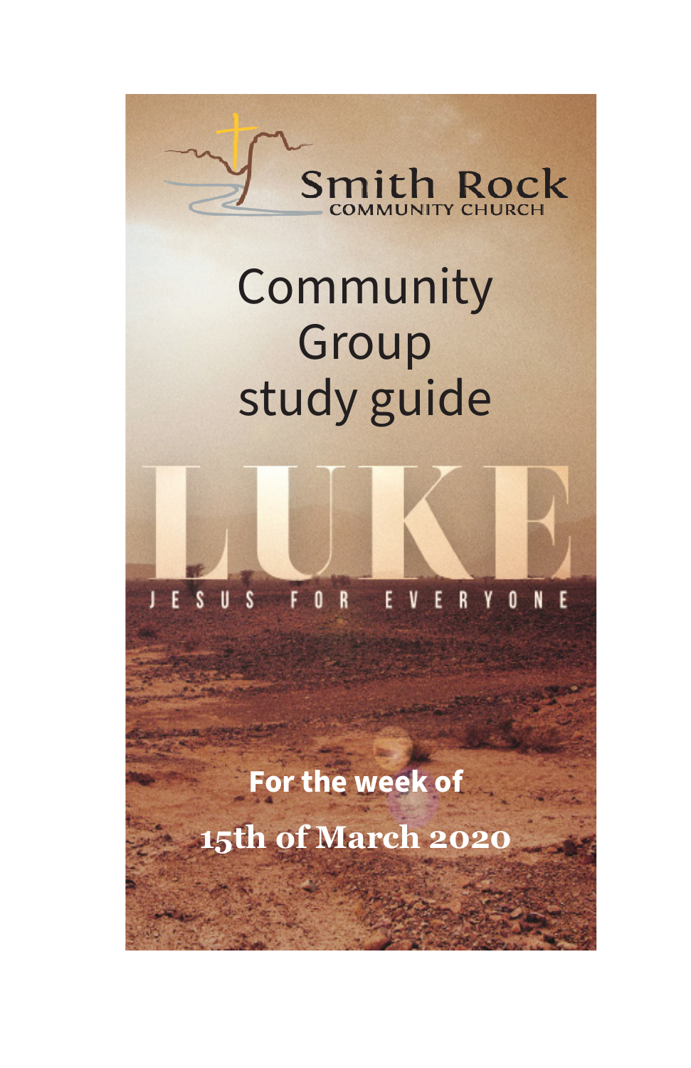Smith Rock
COMMUNITY CHURCH

# Community Group study guide

# LUKE

JESUS FOR EVERYONE

**For the week of**

**15th of March 2020**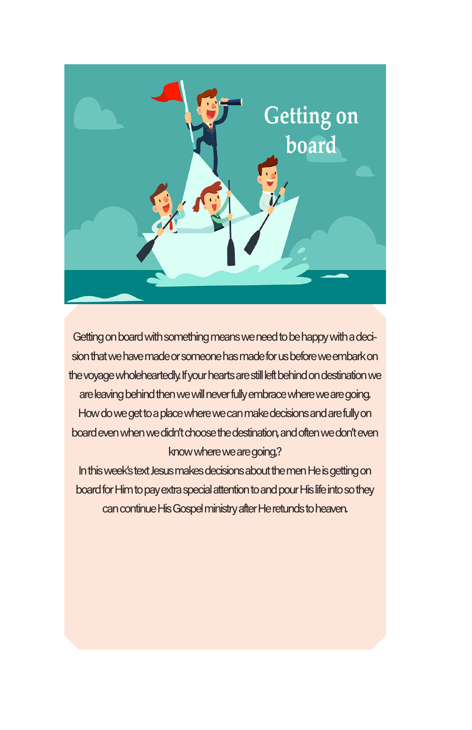# Getting on board

Getting on board with something means we need to be happy with a decision that we have made or someone has made for us before we embark on the voyage wholeheartedly. If your hearts are still left behind on destination we are leaving behind then we will never fully embrace where we are going. How do we get to a place where we can make decisions and are fully on board even when we didn't choose the destination, and often we don't even know where we are going,?

In this week's text Jesus makes decisions about the men He is getting on board for Him to pay extra special attention to and pour His life into so they can continue His Gospel ministry after He retunds to heaven.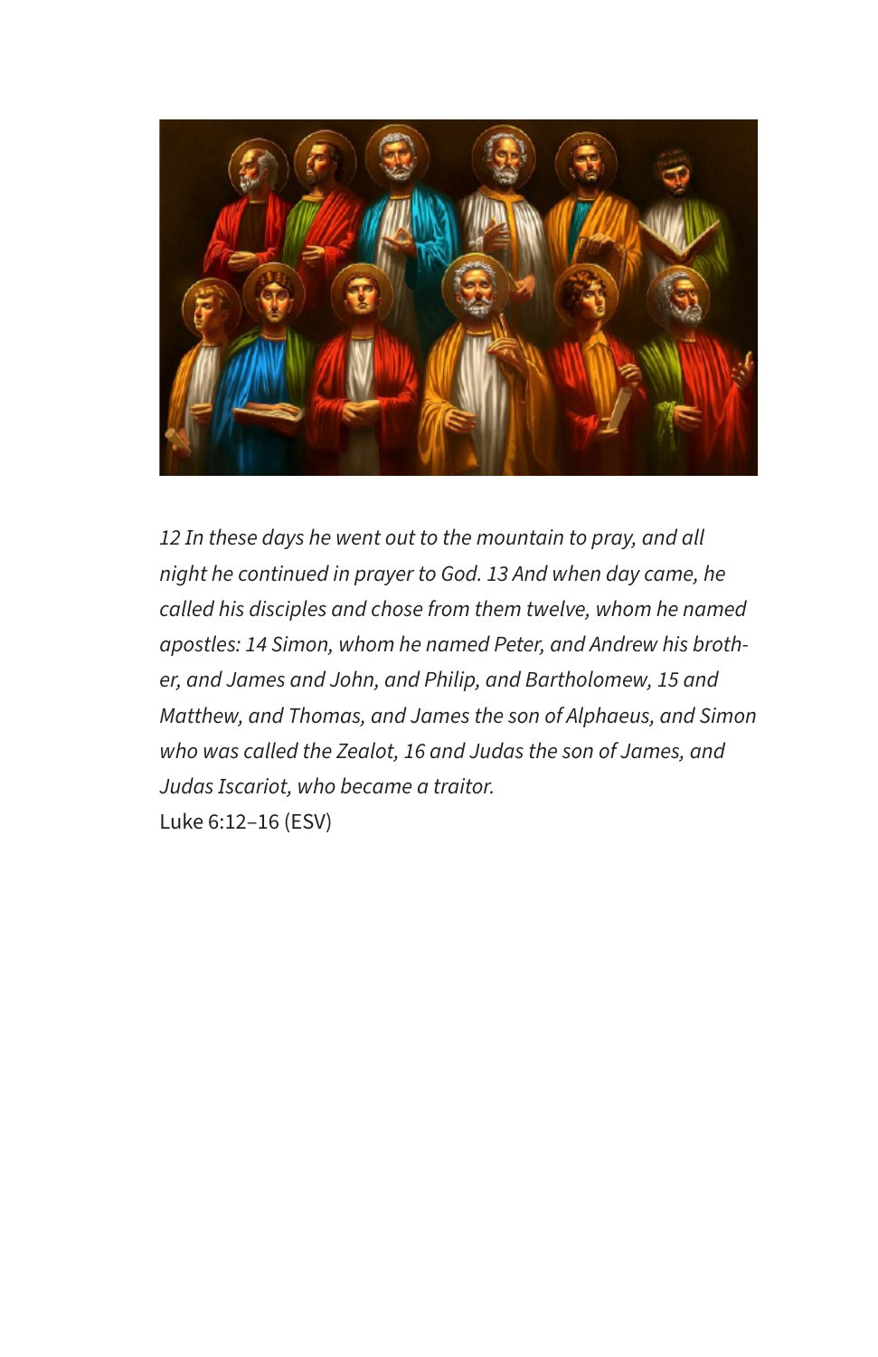*12 In these days he went out to the mountain to pray, and all night he continued in prayer to God. 13 And when day came, he called his disciples and chose from them twelve, whom he named apostles: 14 Simon, whom he named Peter, and Andrew his brother, and James and John, and Philip, and Bartholomew, 15 and Matthew, and Thomas, and James the son of Alphaeus, and Simon who was called the Zealot, 16 and Judas the son of James, and Judas Iscariot, who became a traitor.*

Luke 6:12–16 (ESV)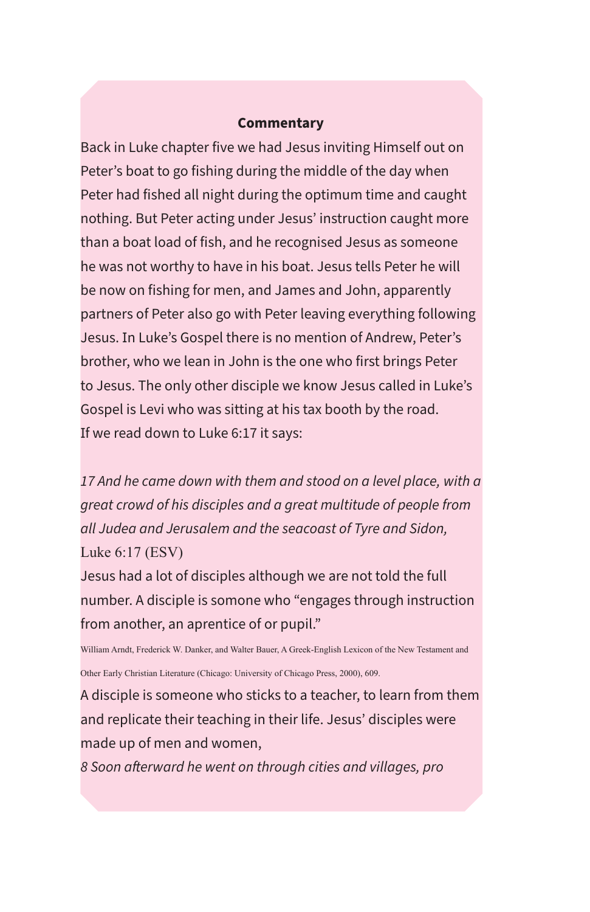**Commentary**

Back in Luke chapter five we had Jesus inviting Himself out on Peter's boat to go fishing during the middle of the day when Peter had fished all night during the optimum time and caught nothing. But Peter acting under Jesus' instruction caught more than a boat load of fish, and he recognised Jesus as someone he was not worthy to have in his boat. Jesus tells Peter he will be now on fishing for men, and James and John, apparently partners of Peter also go with Peter leaving everything following Jesus. In Luke's Gospel there is no mention of Andrew, Peter's brother, who we lean in John is the one who first brings Peter to Jesus. The only other disciple we know Jesus called in Luke's Gospel is Levi who was sitting at his tax booth by the road.
If we read down to Luke 6:17 it says:

*17 And he came down with them and stood on a level place, with a great crowd of his disciples and a great multitude of people from all Judea and Jerusalem and the seacoast of Tyre and Sidon,*
Luke 6:17 (ESV)
Jesus had a lot of disciples although we are not told the full number. A disciple is somone who "engages through instruction from another, an aprentice of or pupil."

William Arndt, Frederick W. Danker, and Walter Bauer, A Greek-English Lexicon of the New Testament and Other Early Christian Literature (Chicago: University of Chicago Press, 2000), 609.

A disciple is someone who sticks to a teacher, to learn from them and replicate their teaching in their life. Jesus' disciples were made up of men and women,
*8 Soon afterward he went on through cities and villages, pro*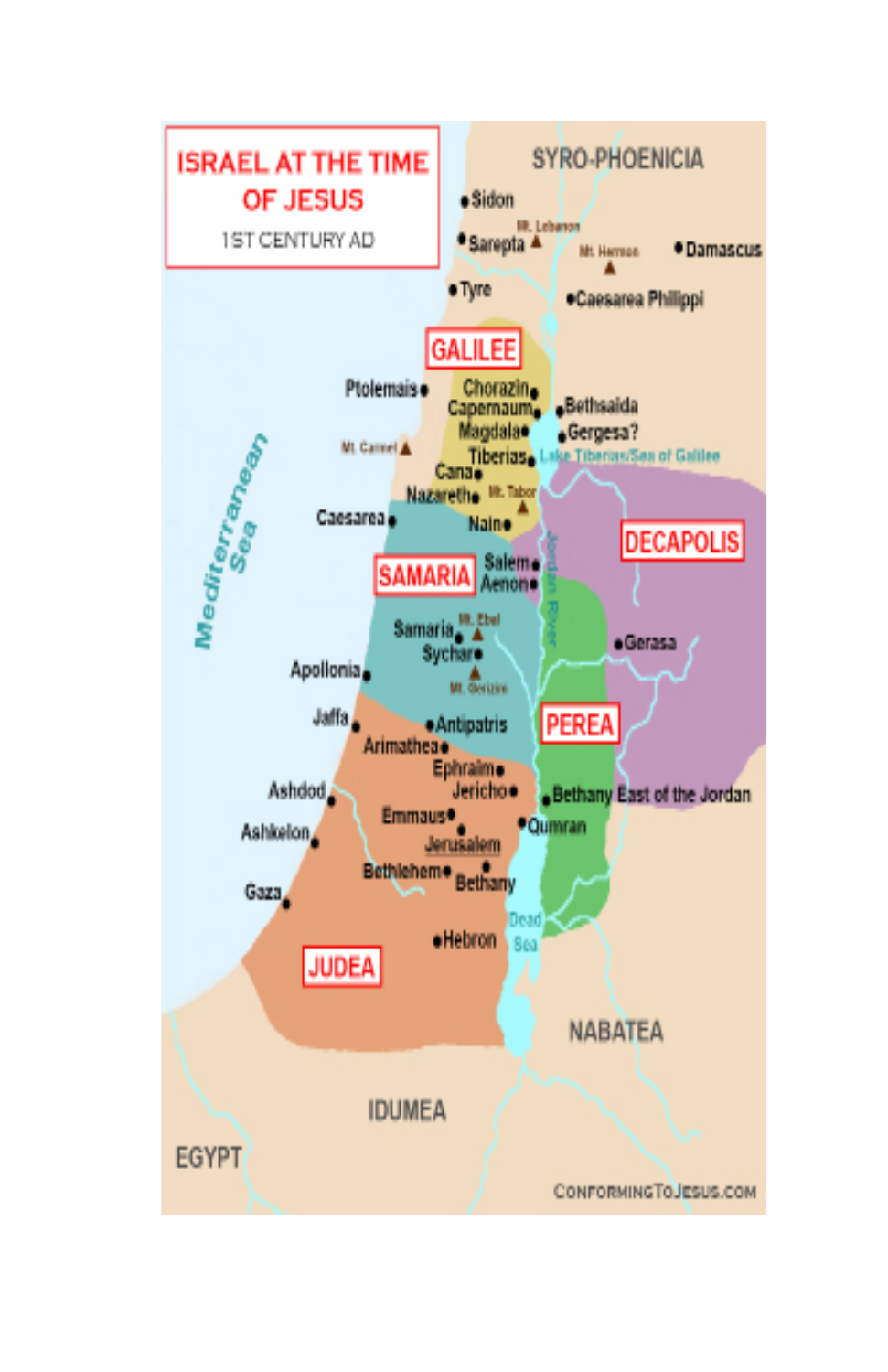# ISRAEL AT THE TIME OF JESUS

1ST CENTURY AD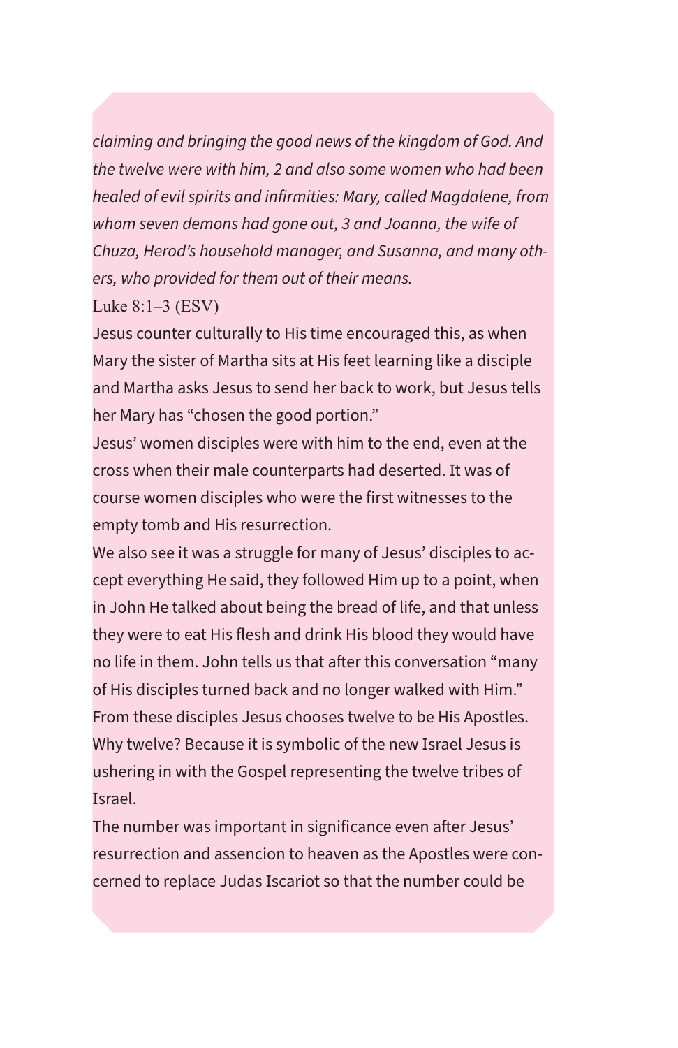*claiming and bringing the good news of the kingdom of God. And the twelve were with him, 2 and also some women who had been healed of evil spirits and infirmities: Mary, called Magdalene, from whom seven demons had gone out, 3 and Joanna, the wife of Chuza, Herod's household manager, and Susanna, and many others, who provided for them out of their means.*

Luke 8:1–3 (ESV)

Jesus counter culturally to His time encouraged this, as when Mary the sister of Martha sits at His feet learning like a disciple and Martha asks Jesus to send her back to work, but Jesus tells her Mary has "chosen the good portion."

Jesus' women disciples were with him to the end, even at the cross when their male counterparts had deserted. It was of course women disciples who were the first witnesses to the empty tomb and His resurrection.

We also see it was a struggle for many of Jesus' disciples to accept everything He said, they followed Him up to a point, when in John He talked about being the bread of life, and that unless they were to eat His flesh and drink His blood they would have no life in them. John tells us that after this conversation "many of His disciples turned back and no longer walked with Him."

From these disciples Jesus chooses twelve to be His Apostles. Why twelve? Because it is symbolic of the new Israel Jesus is ushering in with the Gospel representing the twelve tribes of Israel.

The number was important in significance even after Jesus' resurrection and assencion to heaven as the Apostles were concerned to replace Judas Iscariot so that the number could be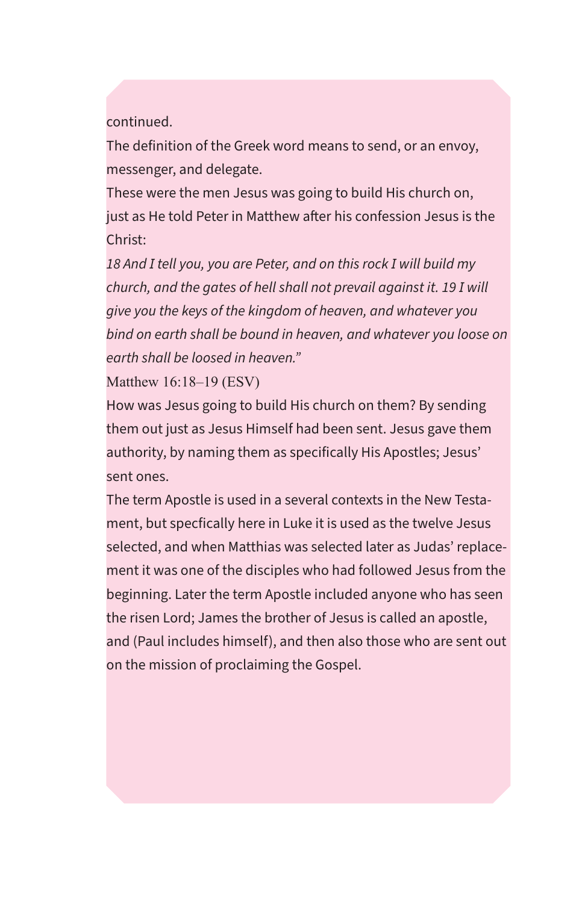continued.

The definition of the Greek word means to send, or an envoy, messenger, and delegate.

These were the men Jesus was going to build His church on, just as He told Peter in Matthew after his confession Jesus is the Christ:

*18 And I tell you, you are Peter, and on this rock I will build my church, and the gates of hell shall not prevail against it. 19 I will give you the keys of the kingdom of heaven, and whatever you bind on earth shall be bound in heaven, and whatever you loose on earth shall be loosed in heaven."*

Matthew 16:18–19 (ESV)

How was Jesus going to build His church on them? By sending them out just as Jesus Himself had been sent. Jesus gave them authority, by naming them as specifically His Apostles; Jesus' sent ones.

The term Apostle is used in a several contexts in the New Testament, but specfically here in Luke it is used as the twelve Jesus selected, and when Matthias was selected later as Judas' replacement it was one of the disciples who had followed Jesus from the beginning. Later the term Apostle included anyone who has seen the risen Lord; James the brother of Jesus is called an apostle, and (Paul includes himself), and then also those who are sent out on the mission of proclaiming the Gospel.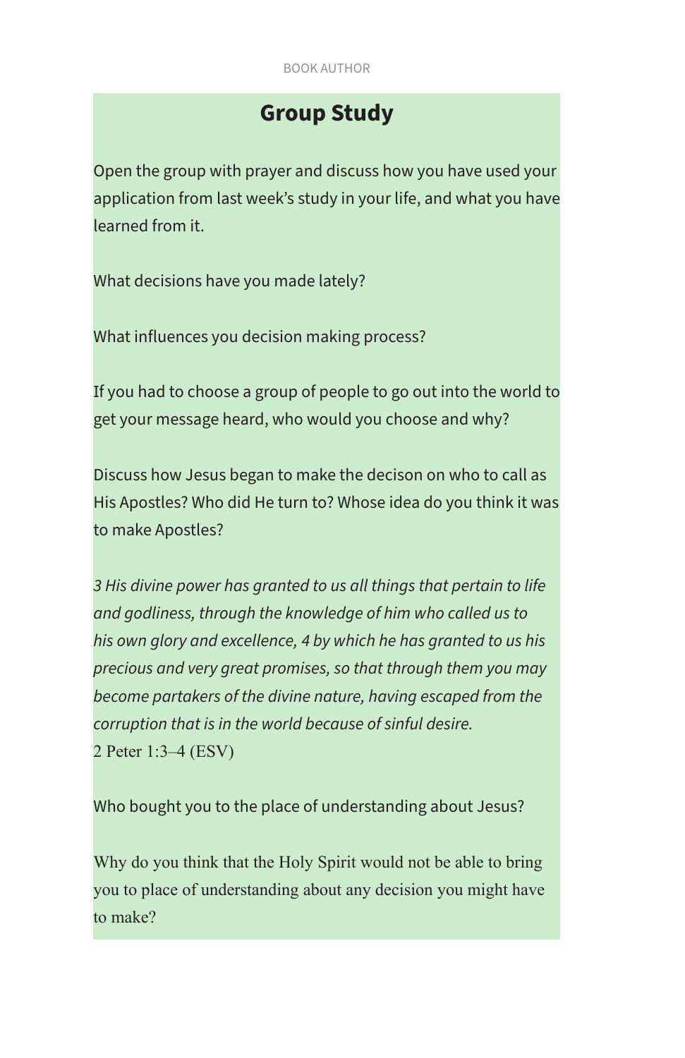## Group Study

Open the group with prayer and discuss how you have used your application from last week's study in your life, and what you have learned from it.

What decisions have you made lately?

What influences you decision making process?

If you had to choose a group of people to go out into the world to get your message heard, who would you choose and why?

Discuss how Jesus began to make the decison on who to call as His Apostles? Who did He turn to? Whose idea do you think it was to make Apostles?

*3 His divine power has granted to us all things that pertain to life and godliness, through the knowledge of him who called us to his own glory and excellence, 4 by which he has granted to us his precious and very great promises, so that through them you may become partakers of the divine nature, having escaped from the corruption that is in the world because of sinful desire.*
2 Peter 1:3–4 (ESV)

Who bought you to the place of understanding about Jesus?

Why do you think that the Holy Spirit would not be able to bring you to place of understanding about any decision you might have to make?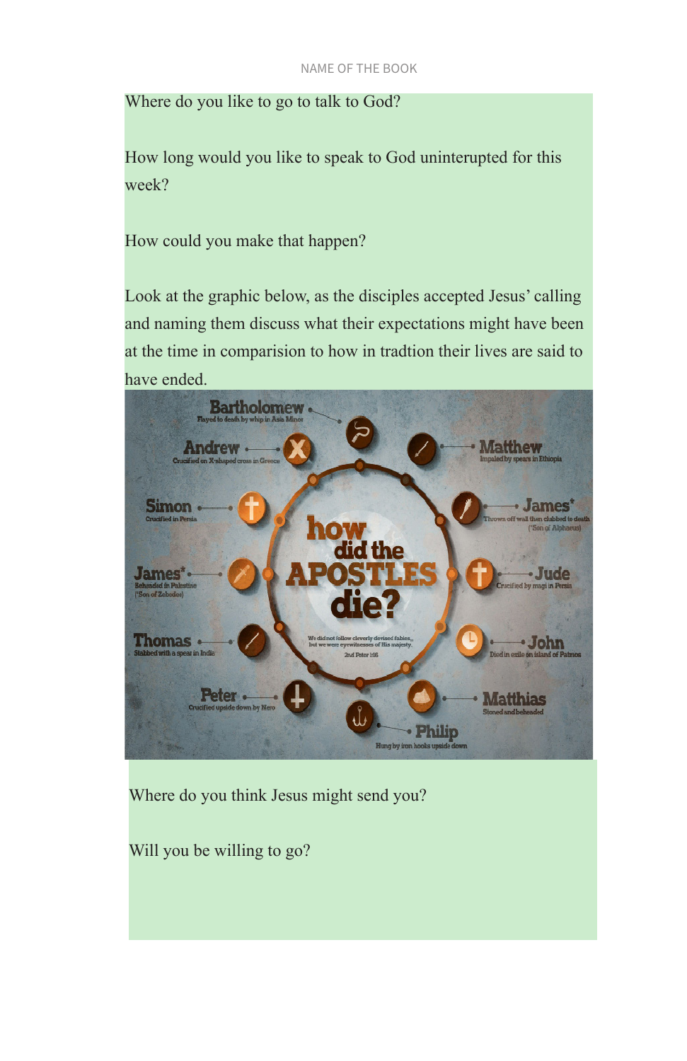Where do you like to go to talk to God?

How long would you like to speak to God uninterupted for this week?

How could you make that happen?

Look at the graphic below, as the disciples accepted Jesus' calling and naming them discuss what their expectations might have been at the time in comparision to how in tradtion their lives are said to have ended.

Where do you think Jesus might send you?

Will you be willing to go?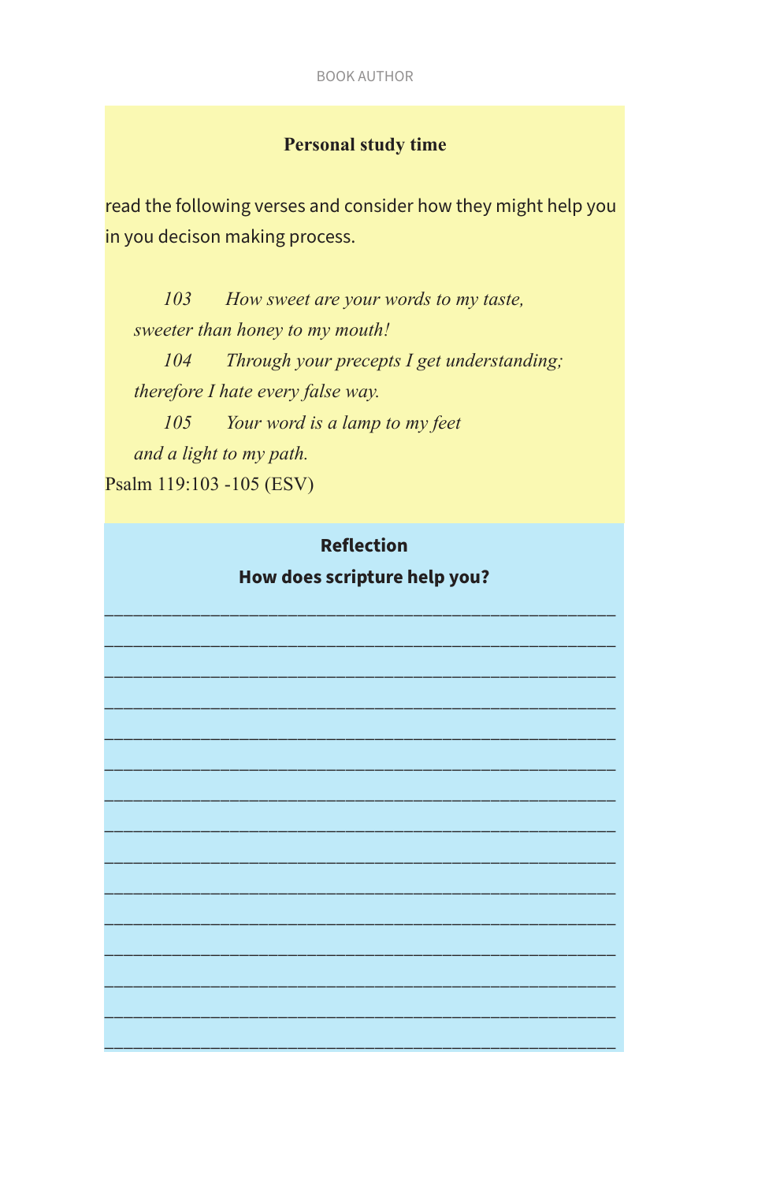### Personal study time

read the following verses and consider how they might help you in you decison making process.

> *103 How sweet are your words to my taste,*
> *sweeter than honey to my mouth!*
> *104 Through your precepts I get understanding;*
> *therefore I hate every false way.*
> *105 Your word is a lamp to my feet*
> *and a light to my path.*

Psalm 119:103 -105 (ESV)

### Reflection

**How does scripture help you?**

______________________________________________________

______________________________________________________

______________________________________________________

______________________________________________________

______________________________________________________

______________________________________________________

______________________________________________________

______________________________________________________

______________________________________________________

______________________________________________________

______________________________________________________

______________________________________________________

______________________________________________________

______________________________________________________

______________________________________________________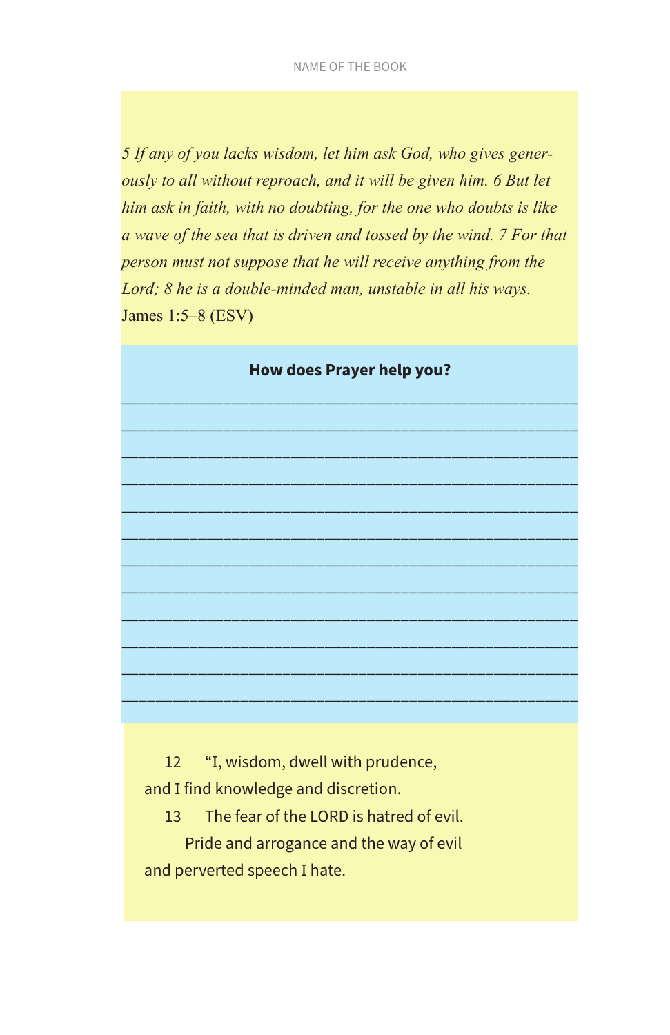*5 If any of you lacks wisdom, let him ask God, who gives generously to all without reproach, and it will be given him. 6 But let him ask in faith, with no doubting, for the one who doubts is like a wave of the sea that is driven and tossed by the wind. 7 For that person must not suppose that he will receive anything from the Lord; 8 he is a double-minded man, unstable in all his ways.*
James 1:5–8 (ESV)

**How does Prayer help you?**

\_\_\_\_\_\_\_\_\_\_\_\_\_\_\_\_\_\_\_\_\_\_\_\_\_\_\_\_\_\_\_\_\_\_\_\_\_\_\_\_\_\_\_\_\_\_\_\_\_\_\_\_

\_\_\_\_\_\_\_\_\_\_\_\_\_\_\_\_\_\_\_\_\_\_\_\_\_\_\_\_\_\_\_\_\_\_\_\_\_\_\_\_\_\_\_\_\_\_\_\_\_\_\_\_

\_\_\_\_\_\_\_\_\_\_\_\_\_\_\_\_\_\_\_\_\_\_\_\_\_\_\_\_\_\_\_\_\_\_\_\_\_\_\_\_\_\_\_\_\_\_\_\_\_\_\_\_

\_\_\_\_\_\_\_\_\_\_\_\_\_\_\_\_\_\_\_\_\_\_\_\_\_\_\_\_\_\_\_\_\_\_\_\_\_\_\_\_\_\_\_\_\_\_\_\_\_\_\_\_

\_\_\_\_\_\_\_\_\_\_\_\_\_\_\_\_\_\_\_\_\_\_\_\_\_\_\_\_\_\_\_\_\_\_\_\_\_\_\_\_\_\_\_\_\_\_\_\_\_\_\_\_

\_\_\_\_\_\_\_\_\_\_\_\_\_\_\_\_\_\_\_\_\_\_\_\_\_\_\_\_\_\_\_\_\_\_\_\_\_\_\_\_\_\_\_\_\_\_\_\_\_\_\_\_

\_\_\_\_\_\_\_\_\_\_\_\_\_\_\_\_\_\_\_\_\_\_\_\_\_\_\_\_\_\_\_\_\_\_\_\_\_\_\_\_\_\_\_\_\_\_\_\_\_\_\_\_

\_\_\_\_\_\_\_\_\_\_\_\_\_\_\_\_\_\_\_\_\_\_\_\_\_\_\_\_\_\_\_\_\_\_\_\_\_\_\_\_\_\_\_\_\_\_\_\_\_\_\_\_

\_\_\_\_\_\_\_\_\_\_\_\_\_\_\_\_\_\_\_\_\_\_\_\_\_\_\_\_\_\_\_\_\_\_\_\_\_\_\_\_\_\_\_\_\_\_\_\_\_\_\_\_

\_\_\_\_\_\_\_\_\_\_\_\_\_\_\_\_\_\_\_\_\_\_\_\_\_\_\_\_\_\_\_\_\_\_\_\_\_\_\_\_\_\_\_\_\_\_\_\_\_\_\_\_

\_\_\_\_\_\_\_\_\_\_\_\_\_\_\_\_\_\_\_\_\_\_\_\_\_\_\_\_\_\_\_\_\_\_\_\_\_\_\_\_\_\_\_\_\_\_\_\_\_\_\_\_

\_\_\_\_\_\_\_\_\_\_\_\_\_\_\_\_\_\_\_\_\_\_\_\_\_\_\_\_\_\_\_\_\_\_\_\_\_\_\_\_\_\_\_\_\_\_\_\_\_\_\_\_

12 “I, wisdom, dwell with prudence,
and I find knowledge and discretion.
13 The fear of the LORD is hatred of evil.
Pride and arrogance and the way of evil
and perverted speech I hate.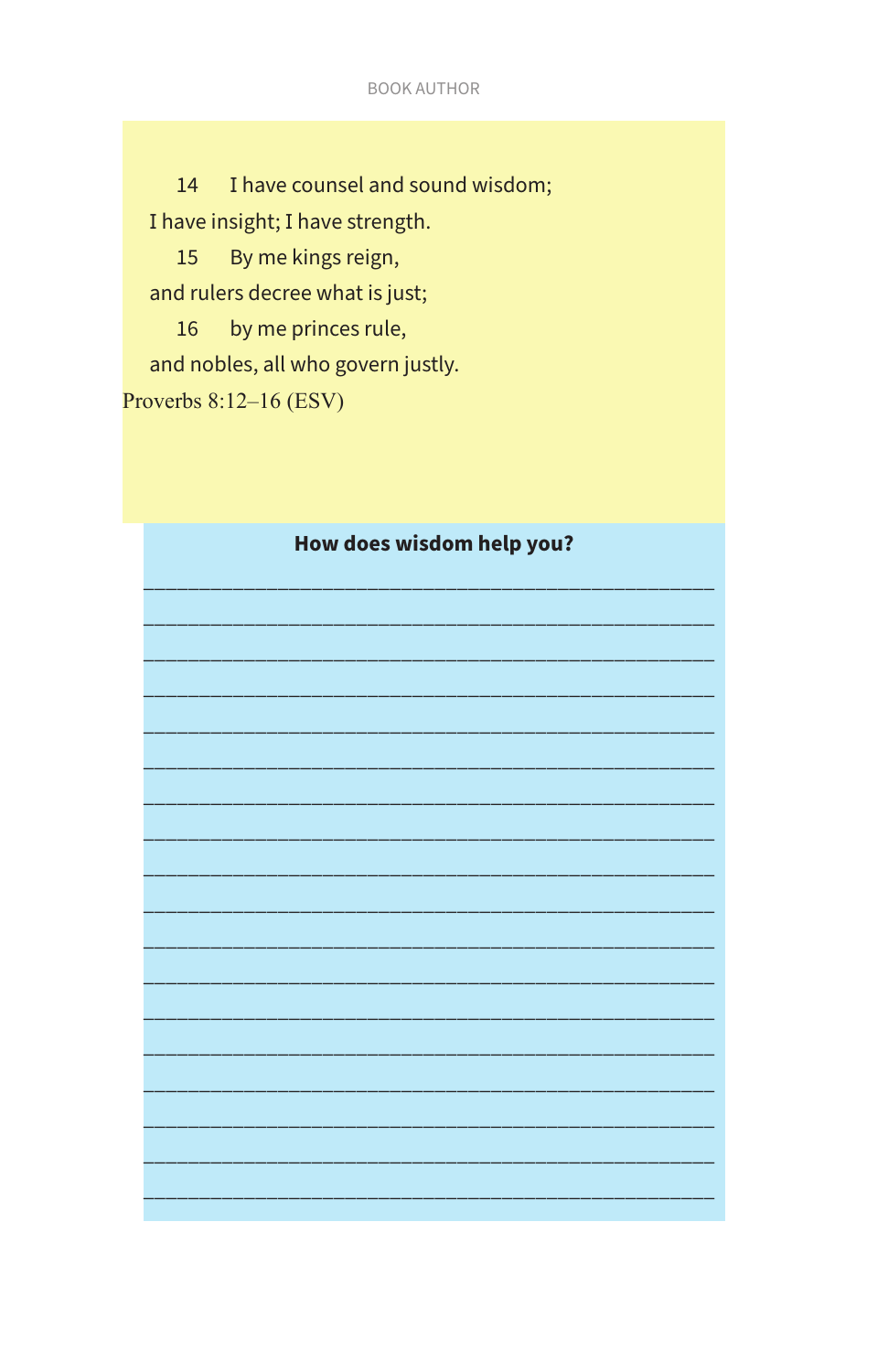14 I have counsel and sound wisdom;  
I have insight; I have strength.  
15 By me kings reign,  
and rulers decree what is just;  
16 by me princes rule,  
and nobles, all who govern justly.

Proverbs 8:12–16 (ESV)

**How does wisdom help you?**

\_\_\_\_\_\_\_\_\_\_\_\_\_\_\_\_\_\_\_\_\_\_\_\_\_\_\_\_\_\_\_\_\_\_\_\_\_\_\_\_\_\_\_\_\_\_\_\_\_\_

\_\_\_\_\_\_\_\_\_\_\_\_\_\_\_\_\_\_\_\_\_\_\_\_\_\_\_\_\_\_\_\_\_\_\_\_\_\_\_\_\_\_\_\_\_\_\_\_\_\_

\_\_\_\_\_\_\_\_\_\_\_\_\_\_\_\_\_\_\_\_\_\_\_\_\_\_\_\_\_\_\_\_\_\_\_\_\_\_\_\_\_\_\_\_\_\_\_\_\_\_

\_\_\_\_\_\_\_\_\_\_\_\_\_\_\_\_\_\_\_\_\_\_\_\_\_\_\_\_\_\_\_\_\_\_\_\_\_\_\_\_\_\_\_\_\_\_\_\_\_\_

\_\_\_\_\_\_\_\_\_\_\_\_\_\_\_\_\_\_\_\_\_\_\_\_\_\_\_\_\_\_\_\_\_\_\_\_\_\_\_\_\_\_\_\_\_\_\_\_\_\_

\_\_\_\_\_\_\_\_\_\_\_\_\_\_\_\_\_\_\_\_\_\_\_\_\_\_\_\_\_\_\_\_\_\_\_\_\_\_\_\_\_\_\_\_\_\_\_\_\_\_

\_\_\_\_\_\_\_\_\_\_\_\_\_\_\_\_\_\_\_\_\_\_\_\_\_\_\_\_\_\_\_\_\_\_\_\_\_\_\_\_\_\_\_\_\_\_\_\_\_\_

\_\_\_\_\_\_\_\_\_\_\_\_\_\_\_\_\_\_\_\_\_\_\_\_\_\_\_\_\_\_\_\_\_\_\_\_\_\_\_\_\_\_\_\_\_\_\_\_\_\_

\_\_\_\_\_\_\_\_\_\_\_\_\_\_\_\_\_\_\_\_\_\_\_\_\_\_\_\_\_\_\_\_\_\_\_\_\_\_\_\_\_\_\_\_\_\_\_\_\_\_

\_\_\_\_\_\_\_\_\_\_\_\_\_\_\_\_\_\_\_\_\_\_\_\_\_\_\_\_\_\_\_\_\_\_\_\_\_\_\_\_\_\_\_\_\_\_\_\_\_\_

\_\_\_\_\_\_\_\_\_\_\_\_\_\_\_\_\_\_\_\_\_\_\_\_\_\_\_\_\_\_\_\_\_\_\_\_\_\_\_\_\_\_\_\_\_\_\_\_\_\_

\_\_\_\_\_\_\_\_\_\_\_\_\_\_\_\_\_\_\_\_\_\_\_\_\_\_\_\_\_\_\_\_\_\_\_\_\_\_\_\_\_\_\_\_\_\_\_\_\_\_

\_\_\_\_\_\_\_\_\_\_\_\_\_\_\_\_\_\_\_\_\_\_\_\_\_\_\_\_\_\_\_\_\_\_\_\_\_\_\_\_\_\_\_\_\_\_\_\_\_\_

\_\_\_\_\_\_\_\_\_\_\_\_\_\_\_\_\_\_\_\_\_\_\_\_\_\_\_\_\_\_\_\_\_\_\_\_\_\_\_\_\_\_\_\_\_\_\_\_\_\_

\_\_\_\_\_\_\_\_\_\_\_\_\_\_\_\_\_\_\_\_\_\_\_\_\_\_\_\_\_\_\_\_\_\_\_\_\_\_\_\_\_\_\_\_\_\_\_\_\_\_

\_\_\_\_\_\_\_\_\_\_\_\_\_\_\_\_\_\_\_\_\_\_\_\_\_\_\_\_\_\_\_\_\_\_\_\_\_\_\_\_\_\_\_\_\_\_\_\_\_\_

\_\_\_\_\_\_\_\_\_\_\_\_\_\_\_\_\_\_\_\_\_\_\_\_\_\_\_\_\_\_\_\_\_\_\_\_\_\_\_\_\_\_\_\_\_\_\_\_\_\_

\_\_\_\_\_\_\_\_\_\_\_\_\_\_\_\_\_\_\_\_\_\_\_\_\_\_\_\_\_\_\_\_\_\_\_\_\_\_\_\_\_\_\_\_\_\_\_\_\_\_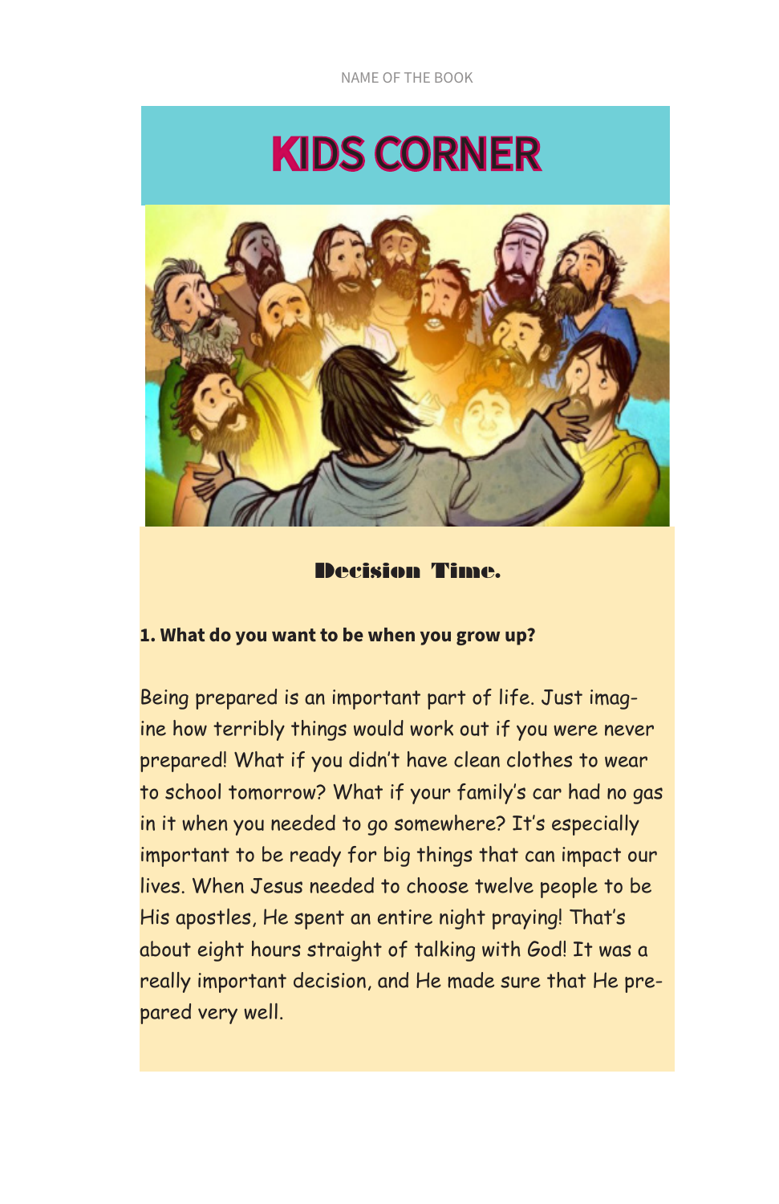# KIDS CORNER

## Decision Time.

**1. What do you want to be when you grow up?**

Being prepared is an important part of life. Just imagine how terribly things would work out if you were never prepared! What if you didn't have clean clothes to wear to school tomorrow? What if your family's car had no gas in it when you needed to go somewhere? It's especially important to be ready for big things that can impact our lives. When Jesus needed to choose twelve people to be His apostles, He spent an entire night praying! That's about eight hours straight of talking with God! It was a really important decision, and He made sure that He prepared very well.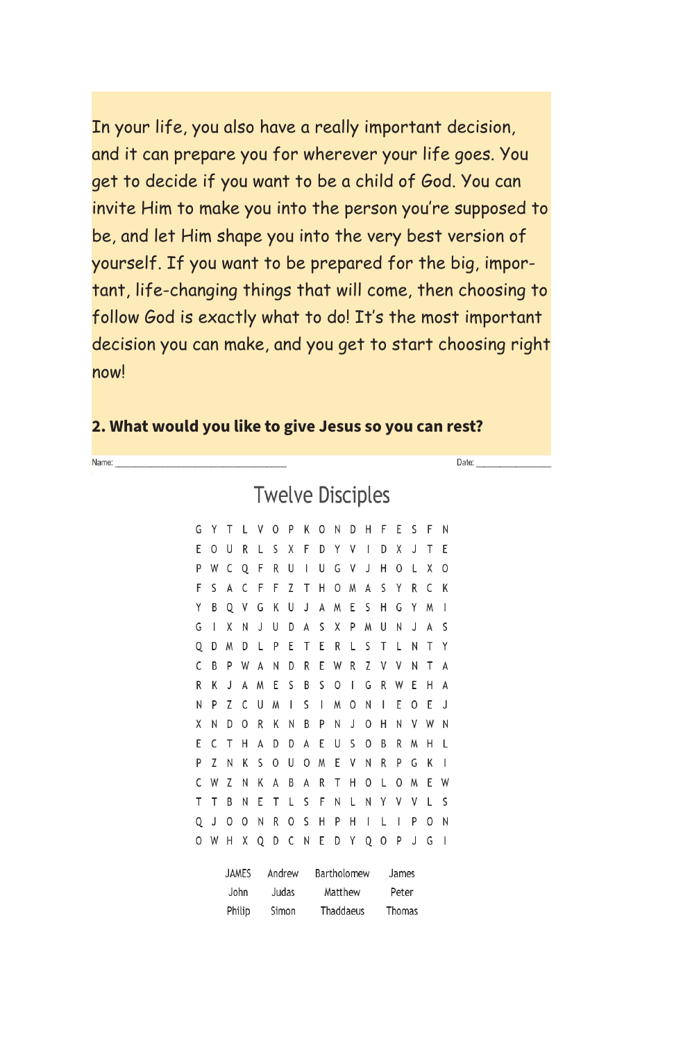In your life, you also have a really important decision, and it can prepare you for wherever your life goes. You get to decide if you want to be a child of God. You can invite Him to make you into the person you're supposed to be, and let Him shape you into the very best version of yourself. If you want to be prepared for the big, important, life-changing things that will come, then choosing to follow God is exactly what to do! It's the most important decision you can make, and you get to start choosing right now!

**2. What would you like to give Jesus so you can rest?**

Name: ______________________________ Date: ______________

# Twelve Disciples

```
G Y T L V O P K O N D H F E S F N
E O U R L S X F D Y V I D X J T E
P W C Q F R U I U G V J H O L X O
F S A C F F Z T H O M A S Y R C K
Y B Q V G K U J A M E S H G Y M I
G I X N J U D A S X P M U N J A S
Q D M D L P E T E R L S T L N T Y
C B P W A N D R E W R Z V V N T A
R K J A M E S B S O I G R W E H A
N P Z C U M I S I M O N I E O E J
X N D O R K N B P N J O H N V W N
E C T H A D D A E U S O B R M H L
P Z N K S O U O M E V N R P G K I
C W Z N K A B A R T H O L O M E W
T T B N E T L S F N L N Y V V L S
Q J O O N R O S H P H I L I P O N
O W H X Q D C N E D Y Q O P J G I
```

| | | | |
|---|---|---|---|
| JAMES | Andrew | Bartholomew | James |
| John | Judas | Matthew | Peter |
| Philip | Simon | Thaddaeus | Thomas |